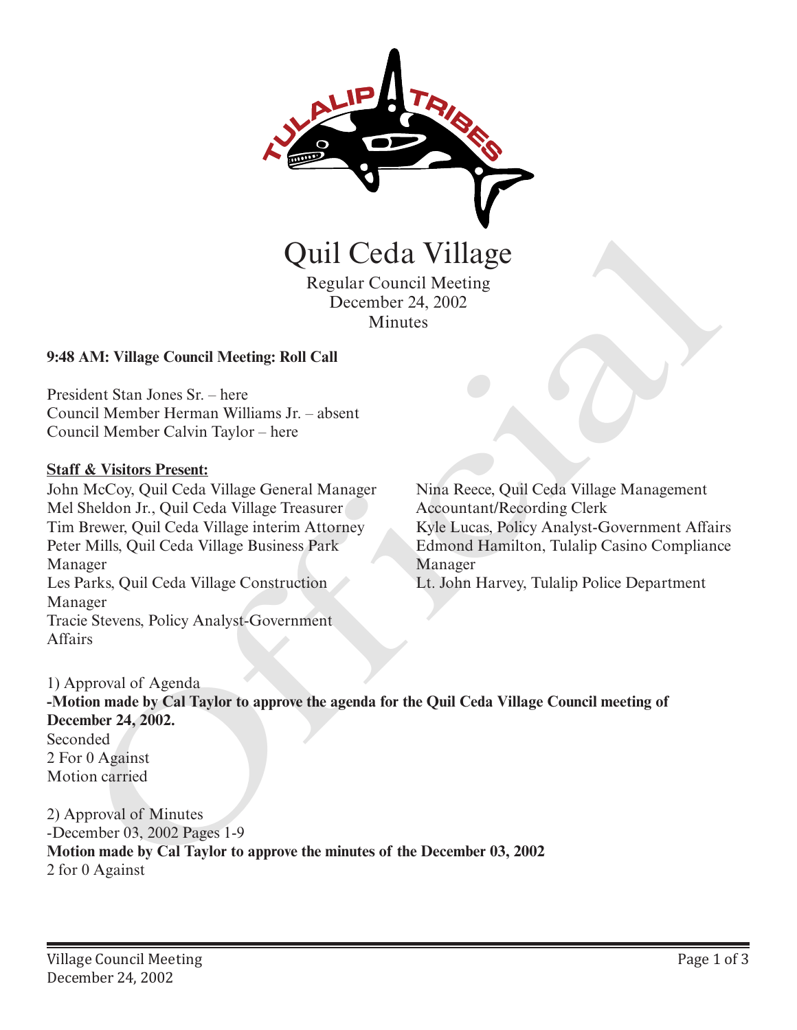# Quil Ceda Village

Regular Council Meeting
December 24, 2002
Minutes

**9:48 AM: Village Council Meeting: Roll Call**

President Stan Jones Sr. – here
Council Member Herman Williams Jr. – absent
Council Member Calvin Taylor – here

**Staff & Visitors Present:**

John McCoy, Quil Ceda Village General Manager
Mel Sheldon Jr., Quil Ceda Village Treasurer
Tim Brewer, Quil Ceda Village interim Attorney
Peter Mills, Quil Ceda Village Business Park Manager
Les Parks, Quil Ceda Village Construction Manager
Tracie Stevens, Policy Analyst-Government Affairs
Nina Reece, Quil Ceda Village Management Accountant/Recording Clerk
Kyle Lucas, Policy Analyst-Government Affairs
Edmond Hamilton, Tulalip Casino Compliance Manager
Lt. John Harvey, Tulalip Police Department

1) Approval of Agenda
**-Motion made by Cal Taylor to approve the agenda for the Quil Ceda Village Council meeting of December 24, 2002.**
Seconded
2 For 0 Against
Motion carried

2) Approval of Minutes
-December 03, 2002 Pages 1-9
**Motion made by Cal Taylor to approve the minutes of the December 03, 2002**
2 for 0 Against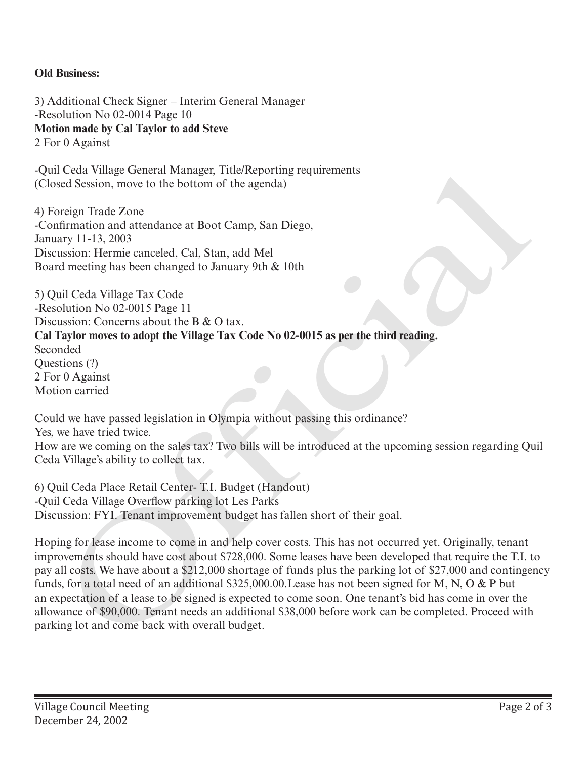**Old Business:**

3) Additional Check Signer – Interim General Manager
-Resolution No 02-0014 Page 10
**Motion made by Cal Taylor to add Steve**
2 For 0 Against

-Quil Ceda Village General Manager, Title/Reporting requirements
(Closed Session, move to the bottom of the agenda)

4) Foreign Trade Zone
-Confirmation and attendance at Boot Camp, San Diego,
January 11-13, 2003
Discussion: Hermie canceled, Cal, Stan, add Mel
Board meeting has been changed to January 9th & 10th

5) Quil Ceda Village Tax Code
-Resolution No 02-0015 Page 11
Discussion: Concerns about the B & O tax.
**Cal Taylor moves to adopt the Village Tax Code No 02-0015 as per the third reading.**
Seconded
Questions (?)
2 For 0 Against
Motion carried

Could we have passed legislation in Olympia without passing this ordinance?
Yes, we have tried twice.
How are we coming on the sales tax? Two bills will be introduced at the upcoming session regarding Quil Ceda Village's ability to collect tax.

6) Quil Ceda Place Retail Center- T.I. Budget (Handout)
-Quil Ceda Village Overflow parking lot Les Parks
Discussion: FYI. Tenant improvement budget has fallen short of their goal.

Hoping for lease income to come in and help cover costs. This has not occurred yet. Originally, tenant improvements should have cost about $728,000. Some leases have been developed that require the T.I. to pay all costs. We have about a $212,000 shortage of funds plus the parking lot of $27,000 and contingency funds, for a total need of an additional $325,000.00.Lease has not been signed for M, N, O & P but an expectation of a lease to be signed is expected to come soon. One tenant's bid has come in over the allowance of $90,000. Tenant needs an additional $38,000 before work can be completed. Proceed with parking lot and come back with overall budget.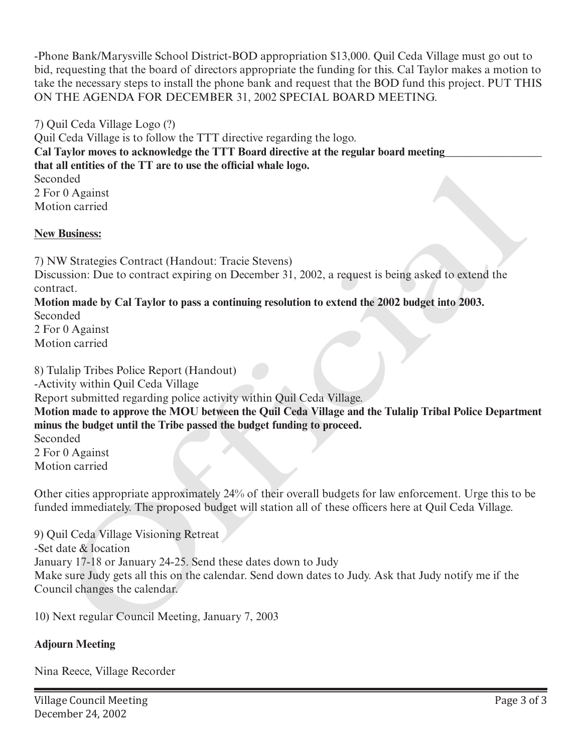-Phone Bank/Marysville School District-BOD appropriation $13,000. Quil Ceda Village must go out to bid, requesting that the board of directors appropriate the funding for this. Cal Taylor makes a motion to take the necessary steps to install the phone bank and request that the BOD fund this project. PUT THIS ON THE AGENDA FOR DECEMBER 31, 2002 SPECIAL BOARD MEETING.

7) Quil Ceda Village Logo (?)

Quil Ceda Village is to follow the TTT directive regarding the logo.

**Cal Taylor moves to acknowledge the TTT Board directive at the regular board meeting_________________ that all entities of the TT are to use the official whale logo.**

Seconded

2 For 0 Against

Motion carried

**New Business:**

7) NW Strategies Contract (Handout: Tracie Stevens)

Discussion: Due to contract expiring on December 31, 2002, a request is being asked to extend the contract.

**Motion made by Cal Taylor to pass a continuing resolution to extend the 2002 budget into 2003.**

Seconded

2 For 0 Against

Motion carried

8) Tulalip Tribes Police Report (Handout)

-Activity within Quil Ceda Village

Report submitted regarding police activity within Quil Ceda Village.

**Motion made to approve the MOU between the Quil Ceda Village and the Tulalip Tribal Police Department minus the budget until the Tribe passed the budget funding to proceed.**

Seconded

2 For 0 Against

Motion carried

Other cities appropriate approximately 24% of their overall budgets for law enforcement. Urge this to be funded immediately. The proposed budget will station all of these officers here at Quil Ceda Village.

9) Quil Ceda Village Visioning Retreat

-Set date & location

January 17-18 or January 24-25. Send these dates down to Judy

Make sure Judy gets all this on the calendar. Send down dates to Judy. Ask that Judy notify me if the Council changes the calendar.

10) Next regular Council Meeting, January 7, 2003

**Adjourn Meeting**

Nina Reece, Village Recorder